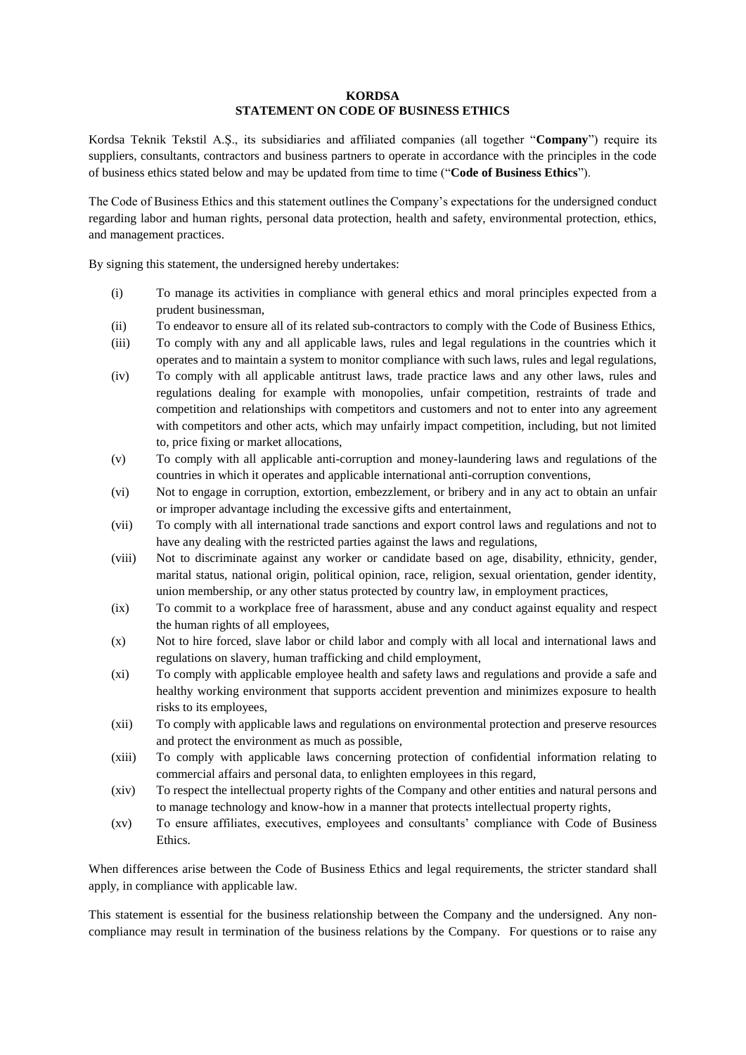**KORDSA**
**STATEMENT ON CODE OF BUSINESS ETHICS**

Kordsa Teknik Tekstil A.Ş., its subsidiaries and affiliated companies (all together "**Company**") require its suppliers, consultants, contractors and business partners to operate in accordance with the principles in the code of business ethics stated below and may be updated from time to time ("**Code of Business Ethics**").

The Code of Business Ethics and this statement outlines the Company's expectations for the undersigned conduct regarding labor and human rights, personal data protection, health and safety, environmental protection, ethics, and management practices.

By signing this statement, the undersigned hereby undertakes:

(i) To manage its activities in compliance with general ethics and moral principles expected from a prudent businessman,

(ii) To endeavor to ensure all of its related sub-contractors to comply with the Code of Business Ethics,

(iii) To comply with any and all applicable laws, rules and legal regulations in the countries which it operates and to maintain a system to monitor compliance with such laws, rules and legal regulations,

(iv) To comply with all applicable antitrust laws, trade practice laws and any other laws, rules and regulations dealing for example with monopolies, unfair competition, restraints of trade and competition and relationships with competitors and customers and not to enter into any agreement with competitors and other acts, which may unfairly impact competition, including, but not limited to, price fixing or market allocations,

(v) To comply with all applicable anti-corruption and money-laundering laws and regulations of the countries in which it operates and applicable international anti-corruption conventions,

(vi) Not to engage in corruption, extortion, embezzlement, or bribery and in any act to obtain an unfair or improper advantage including the excessive gifts and entertainment,

(vii) To comply with all international trade sanctions and export control laws and regulations and not to have any dealing with the restricted parties against the laws and regulations,

(viii) Not to discriminate against any worker or candidate based on age, disability, ethnicity, gender, marital status, national origin, political opinion, race, religion, sexual orientation, gender identity, union membership, or any other status protected by country law, in employment practices,

(ix) To commit to a workplace free of harassment, abuse and any conduct against equality and respect the human rights of all employees,

(x) Not to hire forced, slave labor or child labor and comply with all local and international laws and regulations on slavery, human trafficking and child employment,

(xi) To comply with applicable employee health and safety laws and regulations and provide a safe and healthy working environment that supports accident prevention and minimizes exposure to health risks to its employees,

(xii) To comply with applicable laws and regulations on environmental protection and preserve resources and protect the environment as much as possible,

(xiii) To comply with applicable laws concerning protection of confidential information relating to commercial affairs and personal data, to enlighten employees in this regard,

(xiv) To respect the intellectual property rights of the Company and other entities and natural persons and to manage technology and know-how in a manner that protects intellectual property rights,

(xv) To ensure affiliates, executives, employees and consultants' compliance with Code of Business Ethics.

When differences arise between the Code of Business Ethics and legal requirements, the stricter standard shall apply, in compliance with applicable law.

This statement is essential for the business relationship between the Company and the undersigned. Any non-compliance may result in termination of the business relations by the Company. For questions or to raise any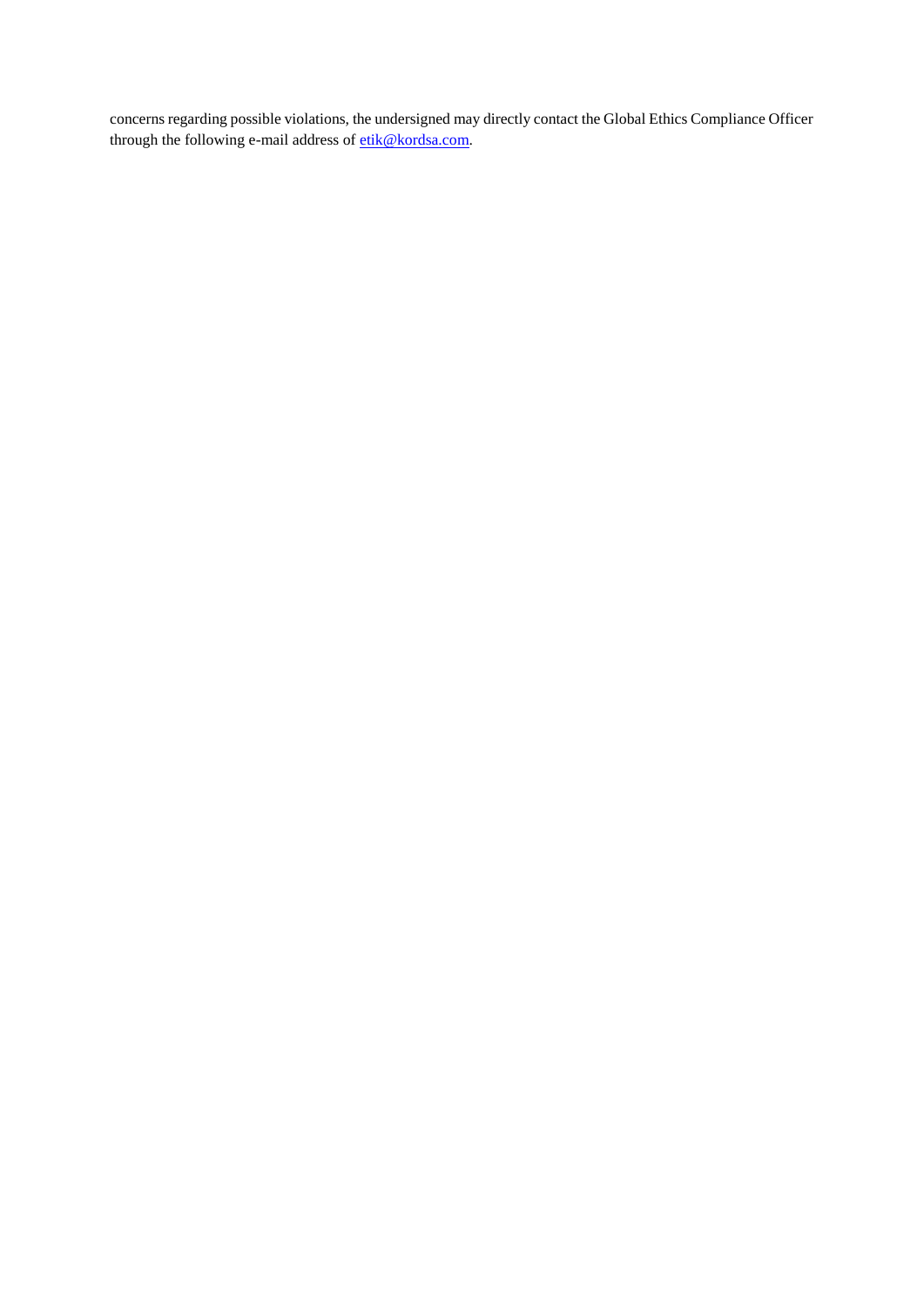concerns regarding possible violations, the undersigned may directly contact the Global Ethics Compliance Officer through the following e-mail address of etik@kordsa.com.